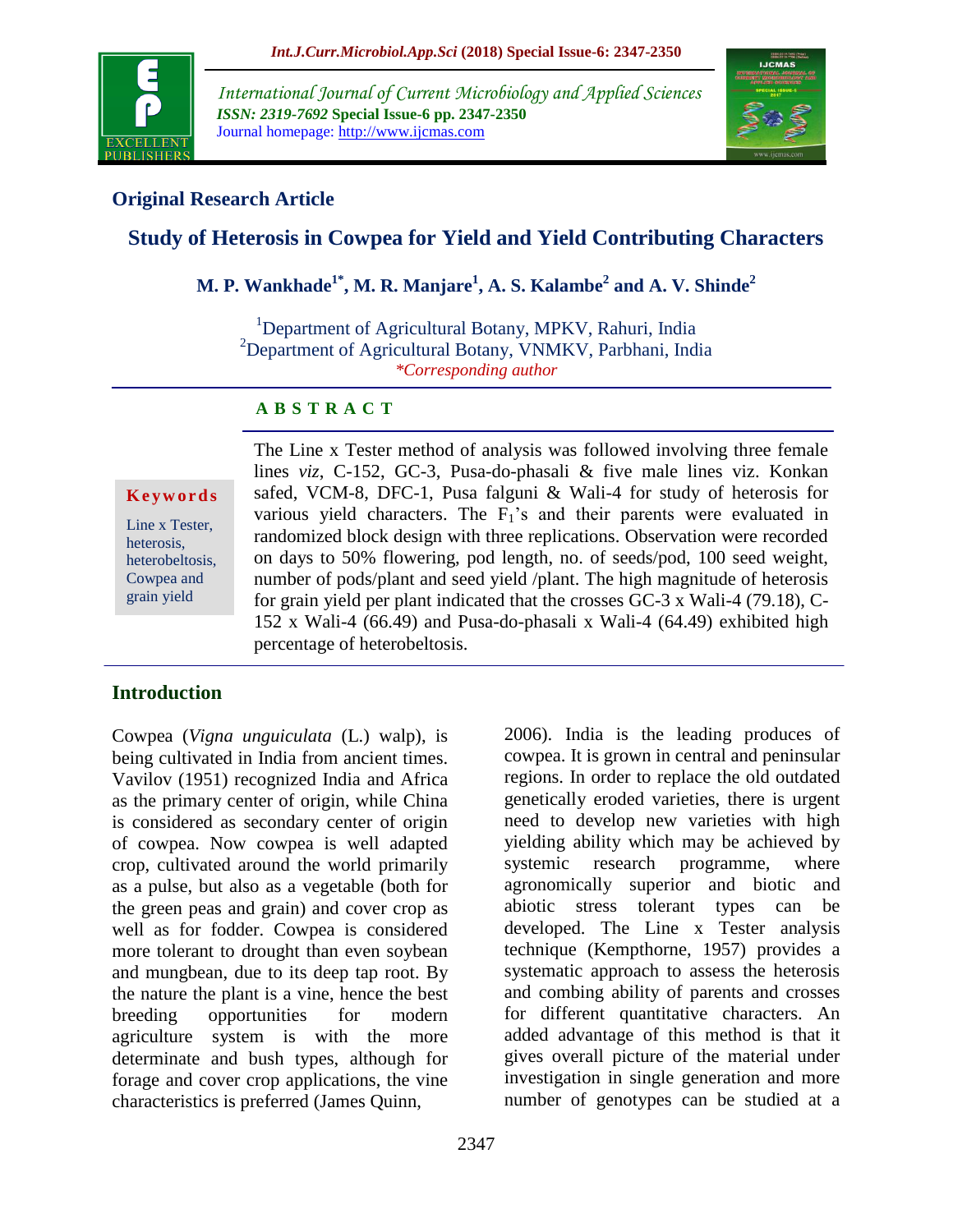**Original Research Article**

# Study of Heterosis in Cowpea for Yield and Yield Contributing Characters

**M. P. Wankhade[1*], M. R. Manjare[1], A. S. Kalambe[2] and A. V. Shinde[2]**

[1]Department of Agricultural Botany, MPKV, Rahuri, India
[2]Department of Agricultural Botany, VNMKV, Parbhani, India
*Corresponding author*

**ABSTRACT**

**Keywords**

Line x Tester, heterosis, heterobeltosis, Cowpea and grain yield

The Line x Tester method of analysis was followed involving three female lines *viz*, C-152, GC-3, Pusa-do-phasali & five male lines viz. Konkan safed, VCM-8, DFC-1, Pusa falguni & Wali-4 for study of heterosis for various yield characters. The $F_1$'s and their parents were evaluated in randomized block design with three replications. Observation were recorded on days to 50% flowering, pod length, no. of seeds/pod, 100 seed weight, number of pods/plant and seed yield /plant. The high magnitude of heterosis for grain yield per plant indicated that the crosses GC-3 x Wali-4 (79.18), C-152 x Wali-4 (66.49) and Pusa-do-phasali x Wali-4 (64.49) exhibited high percentage of heterobeltosis.

## Introduction

Cowpea (*Vigna unguiculata* (L.) walp), is being cultivated in India from ancient times. Vavilov (1951) recognized India and Africa as the primary center of origin, while China is considered as secondary center of origin of cowpea. Now cowpea is well adapted crop, cultivated around the world primarily as a pulse, but also as a vegetable (both for the green peas and grain) and cover crop as well as for fodder. Cowpea is considered more tolerant to drought than even soybean and mungbean, due to its deep tap root. By the nature the plant is a vine, hence the best breeding opportunities for modern agriculture system is with the more determinate and bush types, although for forage and cover crop applications, the vine characteristics is preferred (James Quinn, 2006). India is the leading produces of cowpea. It is grown in central and peninsular regions. In order to replace the old outdated genetically eroded varieties, there is urgent need to develop new varieties with high yielding ability which may be achieved by systemic research programme, where agronomically superior and biotic and abiotic stress tolerant types can be developed. The Line x Tester analysis technique (Kempthorne, 1957) provides a systematic approach to assess the heterosis and combing ability of parents and crosses for different quantitative characters. An added advantage of this method is that it gives overall picture of the material under investigation in single generation and more number of genotypes can be studied at a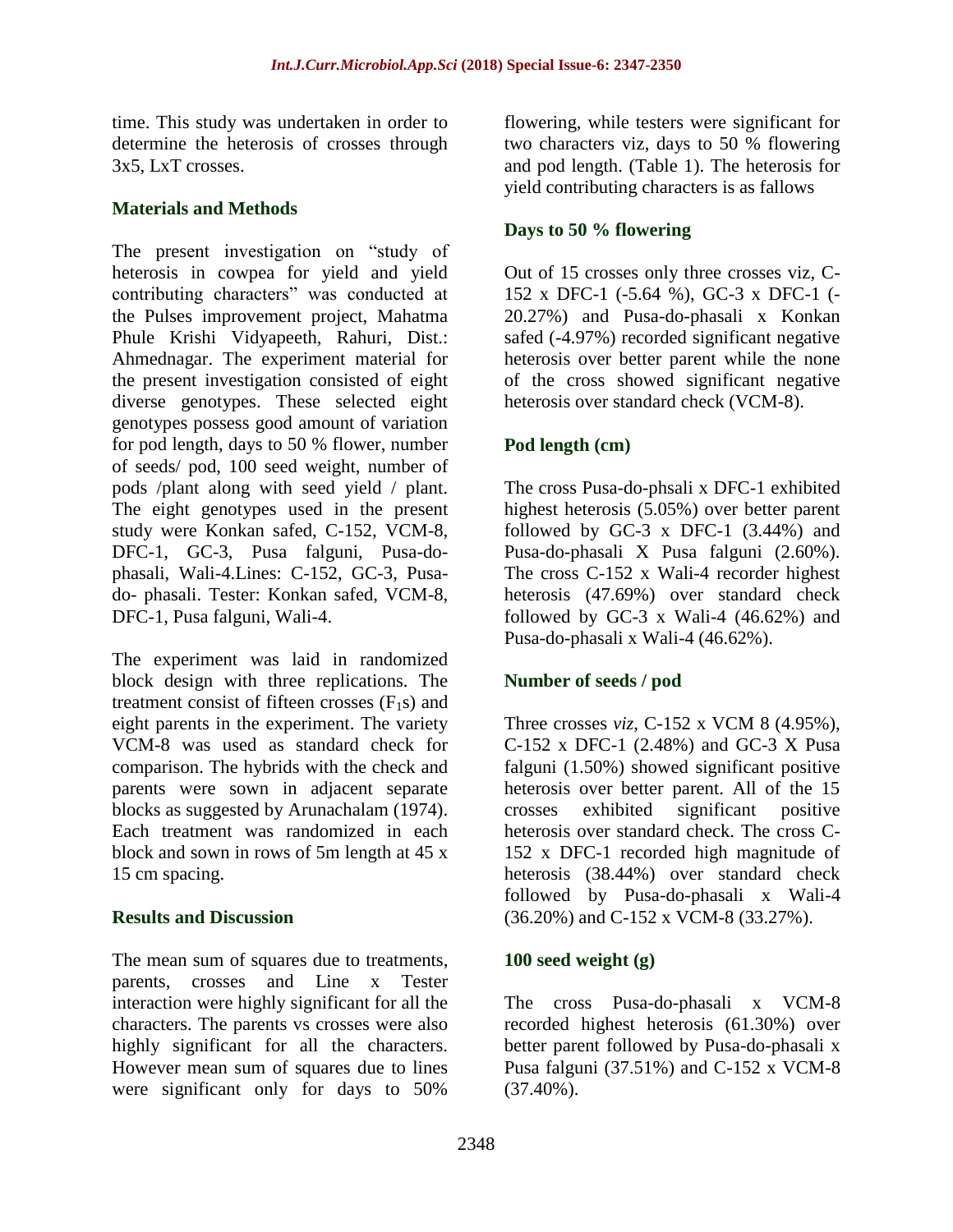time. This study was undertaken in order to determine the heterosis of crosses through 3x5, LxT crosses.

## Materials and Methods

The present investigation on "study of heterosis in cowpea for yield and yield contributing characters" was conducted at the Pulses improvement project, Mahatma Phule Krishi Vidyapeeth, Rahuri, Dist.: Ahmednagar. The experiment material for the present investigation consisted of eight diverse genotypes. These selected eight genotypes possess good amount of variation for pod length, days to 50 % flower, number of seeds/ pod, 100 seed weight, number of pods /plant along with seed yield / plant. The eight genotypes used in the present study were Konkan safed, C-152, VCM-8, DFC-1, GC-3, Pusa falguni, Pusa-do-phasali, Wali-4.Lines: C-152, GC-3, Pusa-do- phasali. Tester: Konkan safed, VCM-8, DFC-1, Pusa falguni, Wali-4.

The experiment was laid in randomized block design with three replications. The treatment consist of fifteen crosses ($F_1$s) and eight parents in the experiment. The variety VCM-8 was used as standard check for comparison. The hybrids with the check and parents were sown in adjacent separate blocks as suggested by Arunachalam (1974). Each treatment was randomized in each block and sown in rows of 5m length at 45 x 15 cm spacing.

## Results and Discussion

The mean sum of squares due to treatments, parents, crosses and Line x Tester interaction were highly significant for all the characters. The parents vs crosses were also highly significant for all the characters. However mean sum of squares due to lines were significant only for days to 50% flowering, while testers were significant for two characters viz, days to 50 % flowering and pod length. (Table 1). The heterosis for yield contributing characters is as fallows

### Days to 50 % flowering

Out of 15 crosses only three crosses viz, C-152 x DFC-1 (-5.64 %), GC-3 x DFC-1 (-20.27%) and Pusa-do-phasali x Konkan safed (-4.97%) recorded significant negative heterosis over better parent while the none of the cross showed significant negative heterosis over standard check (VCM-8).

### Pod length (cm)

The cross Pusa-do-phsali x DFC-1 exhibited highest heterosis (5.05%) over better parent followed by GC-3 x DFC-1 (3.44%) and Pusa-do-phasali X Pusa falguni (2.60%). The cross C-152 x Wali-4 recorder highest heterosis (47.69%) over standard check followed by GC-3 x Wali-4 (46.62%) and Pusa-do-phasali x Wali-4 (46.62%).

### Number of seeds / pod

Three crosses *viz*, C-152 x VCM 8 (4.95%), C-152 x DFC-1 (2.48%) and GC-3 X Pusa falguni (1.50%) showed significant positive heterosis over better parent. All of the 15 crosses exhibited significant positive heterosis over standard check. The cross C-152 x DFC-1 recorded high magnitude of heterosis (38.44%) over standard check followed by Pusa-do-phasali x Wali-4 (36.20%) and C-152 x VCM-8 (33.27%).

### 100 seed weight (g)

The cross Pusa-do-phasali x VCM-8 recorded highest heterosis (61.30%) over better parent followed by Pusa-do-phasali x Pusa falguni (37.51%) and C-152 x VCM-8 (37.40%).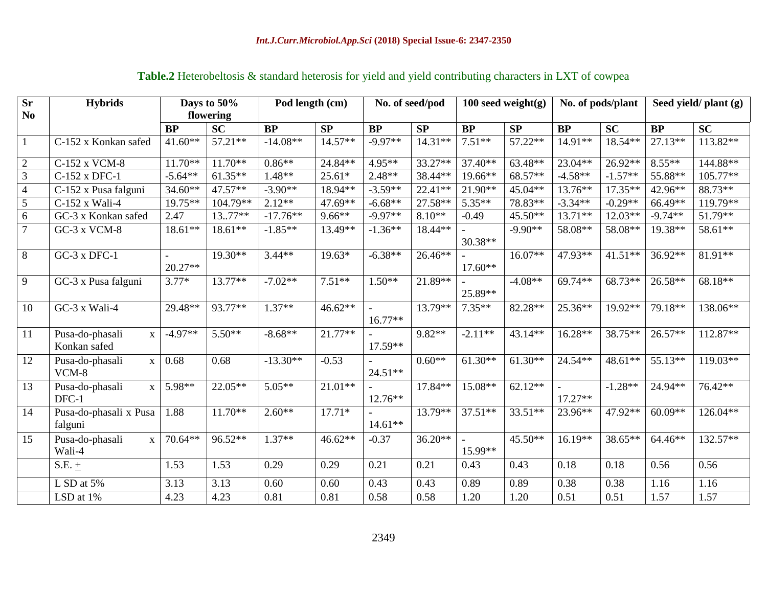**Table.2** Heterobeltosis & standard heterosis for yield and yield contributing characters in LXT of cowpea

| Sr No | Hybrids | Days to 50% flowering | | Pod length (cm) | | No. of seed/pod | | 100 seed weight(g) | | No. of pods/plant | | Seed yield/ plant (g) | |
|---|---|---|---|---|---|---|---|---|---|---|---|---|---|
| | | BP | SC | BP | SP | BP | SP | BP | SP | BP | SC | BP | SC |
| 1 | C-152 x Konkan safed | 41.60** | 57.21** | -14.08** | 14.57** | -9.97** | 14.31** | 7.51** | 57.22** | 14.91** | 18.54** | 27.13** | 113.82** |
| 2 | C-152 x VCM-8 | 11.70** | 11.70** | 0.86** | 24.84** | 4.95** | 33.27** | 37.40** | 63.48** | 23.04** | 26.92** | 8.55** | 144.88** |
| 3 | C-152 x DFC-1 | -5.64** | 61.35** | 1.48** | 25.61* | 2.48** | 38.44** | 19.66** | 68.57** | -4.58** | -1.57** | 55.88** | 105.77** |
| 4 | C-152 x Pusa falguni | 34.60** | 47.57** | -3.90** | 18.94** | -3.59** | 22.41** | 21.90** | 45.04** | 13.76** | 17.35** | 42.96** | 88.73** |
| 5 | C-152 x Wali-4 | 19.75** | 104.79** | 2.12** | 47.69** | -6.68** | 27.58** | 5.35** | 78.83** | -3.34** | -0.29** | 66.49** | 119.79** |
| 6 | GC-3 x Konkan safed | 2.47 | 13..77** | -17.76** | 9.66** | -9.97** | 8.10** | -0.49 | 45.50** | 13.71** | 12.03** | -9.74** | 51.79** |
| 7 | GC-3 x VCM-8 | 18.61** | 18.61** | -1.85** | 13.49** | -1.36** | 18.44** | -30.38** | -9.90** | 58.08** | 58.08** | 19.38** | 58.61** |
| 8 | GC-3 x DFC-1 | -20.27** | 19.30** | 3.44** | 19.63* | -6.38** | 26.46** | -17.60** | 16.07** | 47.93** | 41.51** | 36.92** | 81.91** |
| 9 | GC-3 x Pusa falguni | 3.77* | 13.77** | -7.02** | 7.51** | 1.50** | 21.89** | -25.89** | -4.08** | 69.74** | 68.73** | 26.58** | 68.18** |
| 10 | GC-3 x Wali-4 | 29.48** | 93.77** | 1.37** | 46.62** | -16.77** | 13.79** | 7.35** | 82.28** | 25.36** | 19.92** | 79.18** | 138.06** |
| 11 | Pusa-do-phasali x Konkan safed | -4.97** | 5.50** | -8.68** | 21.77** | -17.59** | 9.82** | -2.11** | 43.14** | 16.28** | 38.75** | 26.57** | 112.87** |
| 12 | Pusa-do-phasali x VCM-8 | 0.68 | 0.68 | -13.30** | -0.53 | -24.51** | 0.60** | 61.30** | 61.30** | 24.54** | 48.61** | 55.13** | 119.03** |
| 13 | Pusa-do-phasali x DFC-1 | 5.98** | 22.05** | 5.05** | 21.01** | -12.76** | 17.84** | 15.08** | 62.12** | -17.27** | -1.28** | 24.94** | 76.42** |
| 14 | Pusa-do-phasali x Pusa falguni | 1.88 | 11.70** | 2.60** | 17.71* | -14.61** | 13.79** | 37.51** | 33.51** | 23.96** | 47.92** | 60.09** | 126.04** |
| 15 | Pusa-do-phasali x Wali-4 | 70.64** | 96.52** | 1.37** | 46.62** | -0.37 | 36.20** | -15.99** | 45.50** | 16.19** | 38.65** | 64.46** | 132.57** |
| | S.E. ± | 1.53 | 1.53 | 0.29 | 0.29 | 0.21 | 0.21 | 0.43 | 0.43 | 0.18 | 0.18 | 0.56 | 0.56 |
| | L SD at 5% | 3.13 | 3.13 | 0.60 | 0.60 | 0.43 | 0.43 | 0.89 | 0.89 | 0.38 | 0.38 | 1.16 | 1.16 |
| | LSD at 1% | 4.23 | 4.23 | 0.81 | 0.81 | 0.58 | 0.58 | 1.20 | 1.20 | 0.51 | 0.51 | 1.57 | 1.57 |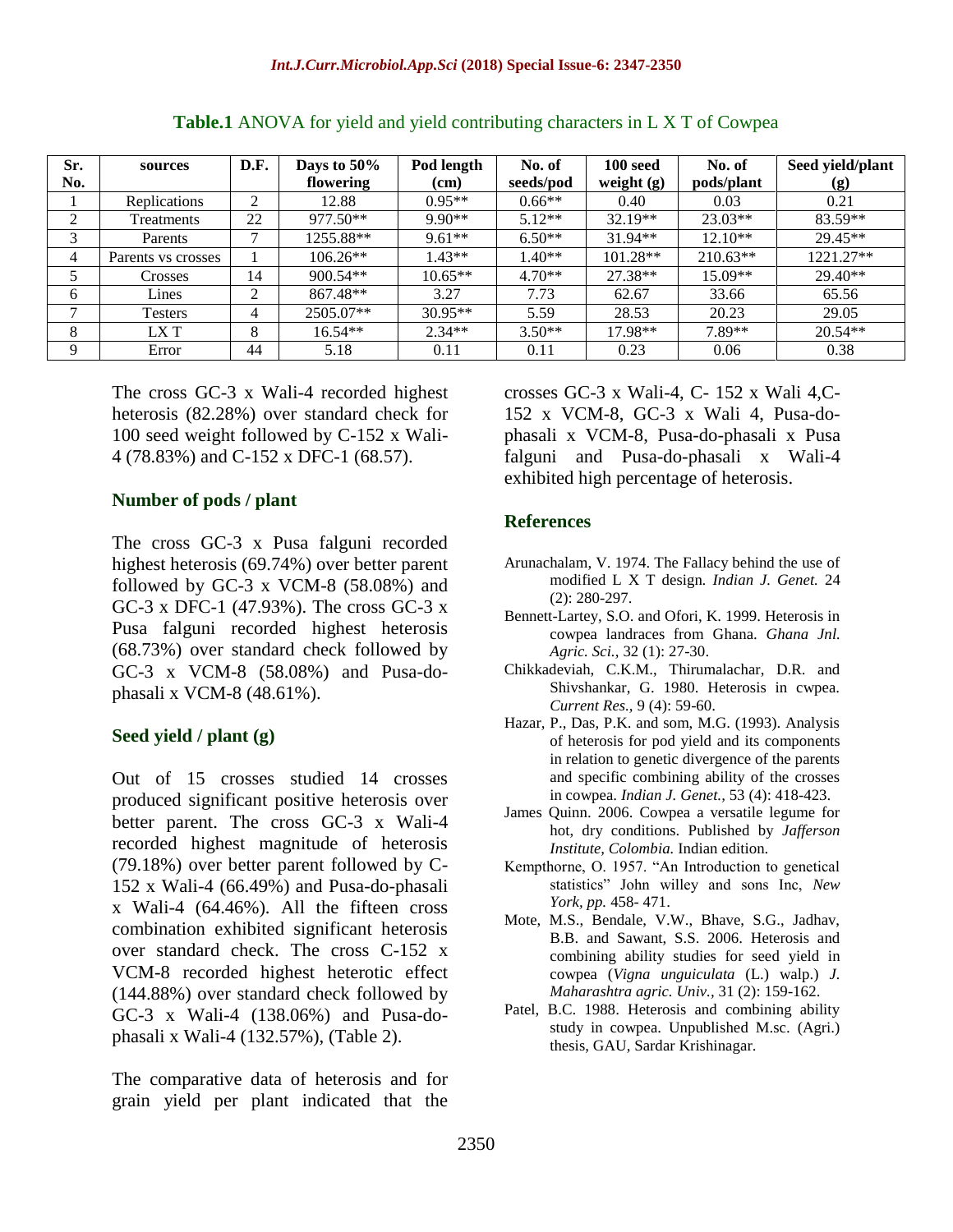**Table.1** ANOVA for yield and yield contributing characters in L X T of Cowpea

| Sr. No. | sources | D.F. | Days to 50% flowering | Pod length (cm) | No. of seeds/pod | 100 seed weight (g) | No. of pods/plant | Seed yield/plant (g) |
|---|---|---|---|---|---|---|---|---|
| 1 | Replications | 2 | 12.88 | 0.95** | 0.66** | 0.40 | 0.03 | 0.21 |
| 2 | Treatments | 22 | 977.50** | 9.90** | 5.12** | 32.19** | 23.03** | 83.59** |
| 3 | Parents | 7 | 1255.88** | 9.61** | 6.50** | 31.94** | 12.10** | 29.45** |
| 4 | Parents vs crosses | 1 | 106.26** | 1.43** | 1.40** | 101.28** | 210.63** | 1221.27** |
| 5 | Crosses | 14 | 900.54** | 10.65** | 4.70** | 27.38** | 15.09** | 29.40** |
| 6 | Lines | 2 | 867.48** | 3.27 | 7.73 | 62.67 | 33.66 | 65.56 |
| 7 | Testers | 4 | 2505.07** | 30.95** | 5.59 | 28.53 | 20.23 | 29.05 |
| 8 | LX T | 8 | 16.54** | 2.34** | 3.50** | 17.98** | 7.89** | 20.54** |
| 9 | Error | 44 | 5.18 | 0.11 | 0.11 | 0.23 | 0.06 | 0.38 |

The cross GC-3 x Wali-4 recorded highest heterosis (82.28%) over standard check for 100 seed weight followed by C-152 x Wali-4 (78.83%) and C-152 x DFC-1 (68.57).

### Number of pods / plant

The cross GC-3 x Pusa falguni recorded highest heterosis (69.74%) over better parent followed by GC-3 x VCM-8 (58.08%) and GC-3 x DFC-1 (47.93%). The cross GC-3 x Pusa falguni recorded highest heterosis (68.73%) over standard check followed by GC-3 x VCM-8 (58.08%) and Pusa-do-phasali x VCM-8 (48.61%).

### Seed yield / plant (g)

Out of 15 crosses studied 14 crosses produced significant positive heterosis over better parent. The cross GC-3 x Wali-4 recorded highest magnitude of heterosis (79.18%) over better parent followed by C-152 x Wali-4 (66.49%) and Pusa-do-phasali x Wali-4 (64.46%). All the fifteen cross combination exhibited significant heterosis over standard check. The cross C-152 x VCM-8 recorded highest heterotic effect (144.88%) over standard check followed by GC-3 x Wali-4 (138.06%) and Pusa-do-phasali x Wali-4 (132.57%), (Table 2).

The comparative data of heterosis and for grain yield per plant indicated that the crosses GC-3 x Wali-4, C- 152 x Wali 4,C-152 x VCM-8, GC-3 x Wali 4, Pusa-do-phasali x VCM-8, Pusa-do-phasali x Pusa falguni and Pusa-do-phasali x Wali-4 exhibited high percentage of heterosis.

## References

Arunachalam, V. 1974. The Fallacy behind the use of modified L X T design. *Indian J. Genet.* 24 (2): 280-297.

Bennett-Lartey, S.O. and Ofori, K. 1999. Heterosis in cowpea landraces from Ghana. *Ghana Jnl. Agric. Sci.*, 32 (1): 27-30.

Chikkadeviah, C.K.M., Thirumalachar, D.R. and Shivshankar, G. 1980. Heterosis in cwpea. *Current Res.*, 9 (4): 59-60.

Hazar, P., Das, P.K. and som, M.G. (1993). Analysis of heterosis for pod yield and its components in relation to genetic divergence of the parents and specific combining ability of the crosses in cowpea. *Indian J. Genet.*, 53 (4): 418-423.

James Quinn. 2006. Cowpea a versatile legume for hot, dry conditions. Published by *Jafferson Institute, Colombia.* Indian edition.

Kempthorne, O. 1957. "An Introduction to genetical statistics" John willey and sons Inc, *New York, pp.* 458- 471.

Mote, M.S., Bendale, V.W., Bhave, S.G., Jadhav, B.B. and Sawant, S.S. 2006. Heterosis and combining ability studies for seed yield in cowpea (*Vigna unguiculata* (L.) walp.) *J. Maharashtra agric. Univ.*, 31 (2): 159-162.

Patel, B.C. 1988. Heterosis and combining ability study in cowpea. Unpublished M.sc. (Agri.) thesis, GAU, Sardar Krishinagar.